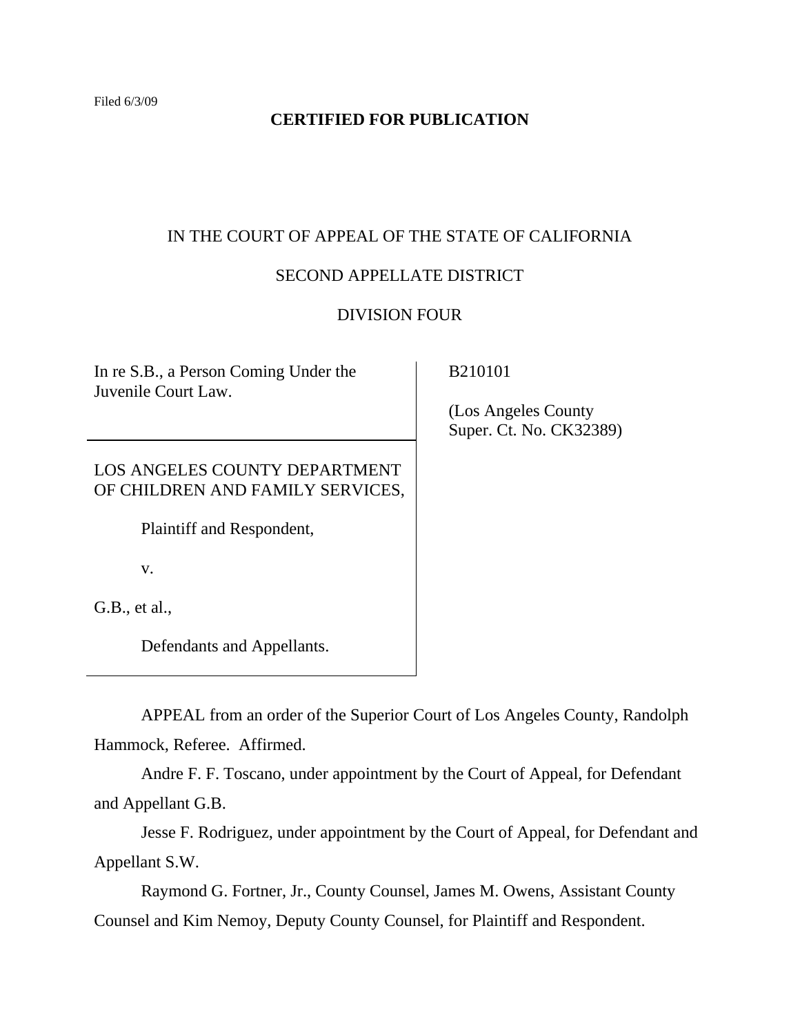Filed 6/3/09

**CERTIFIED FOR PUBLICATION**

IN THE COURT OF APPEAL OF THE STATE OF CALIFORNIA

SECOND APPELLATE DISTRICT

DIVISION FOUR

| | |
|---|---|
| In re S.B., a Person Coming Under the Juvenile Court Law. | B210101<br><br>(Los Angeles County Super. Ct. No. CK32389) |
| LOS ANGELES COUNTY DEPARTMENT OF CHILDREN AND FAMILY SERVICES,<br><br>Plaintiff and Respondent,<br><br>v.<br><br>G.B., et al.,<br><br>Defendants and Appellants. | |

APPEAL from an order of the Superior Court of Los Angeles County, Randolph Hammock, Referee. Affirmed.

Andre F. F. Toscano, under appointment by the Court of Appeal, for Defendant and Appellant G.B.

Jesse F. Rodriguez, under appointment by the Court of Appeal, for Defendant and Appellant S.W.

Raymond G. Fortner, Jr., County Counsel, James M. Owens, Assistant County Counsel and Kim Nemoy, Deputy County Counsel, for Plaintiff and Respondent.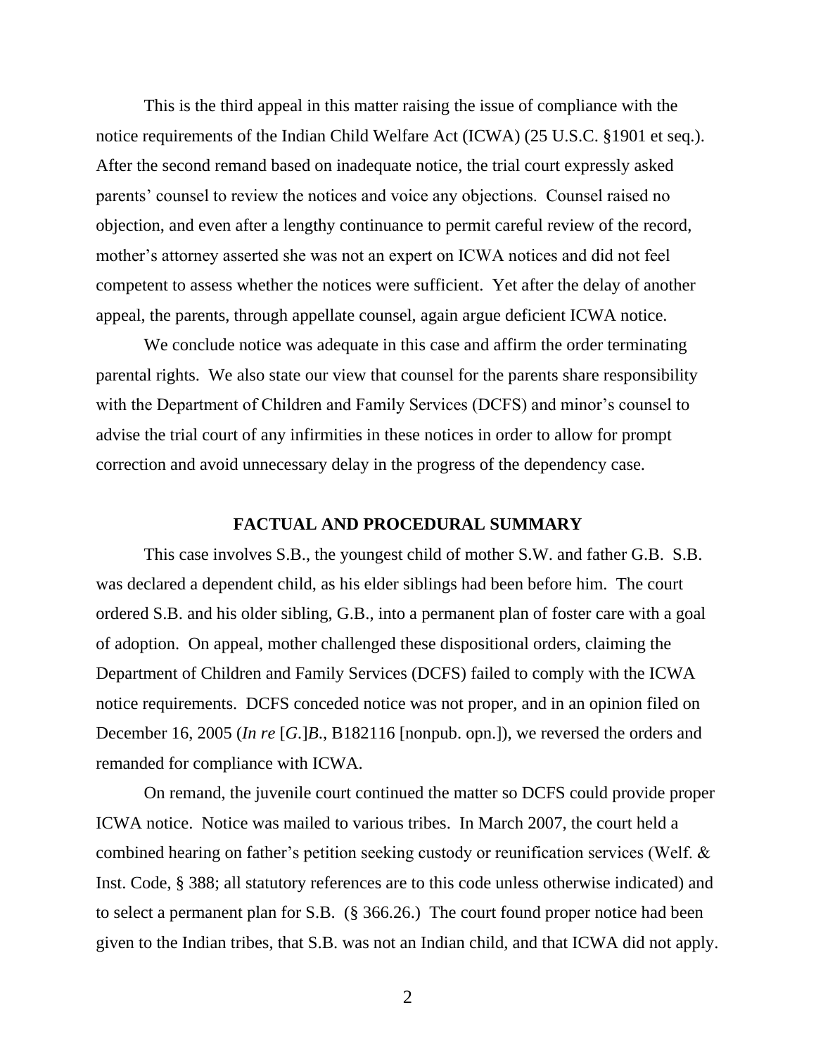This is the third appeal in this matter raising the issue of compliance with the notice requirements of the Indian Child Welfare Act (ICWA) (25 U.S.C. §1901 et seq.). After the second remand based on inadequate notice, the trial court expressly asked parents' counsel to review the notices and voice any objections. Counsel raised no objection, and even after a lengthy continuance to permit careful review of the record, mother's attorney asserted she was not an expert on ICWA notices and did not feel competent to assess whether the notices were sufficient. Yet after the delay of another appeal, the parents, through appellate counsel, again argue deficient ICWA notice.

We conclude notice was adequate in this case and affirm the order terminating parental rights. We also state our view that counsel for the parents share responsibility with the Department of Children and Family Services (DCFS) and minor's counsel to advise the trial court of any infirmities in these notices in order to allow for prompt correction and avoid unnecessary delay in the progress of the dependency case.

## FACTUAL AND PROCEDURAL SUMMARY

This case involves S.B., the youngest child of mother S.W. and father G.B. S.B. was declared a dependent child, as his elder siblings had been before him. The court ordered S.B. and his older sibling, G.B., into a permanent plan of foster care with a goal of adoption. On appeal, mother challenged these dispositional orders, claiming the Department of Children and Family Services (DCFS) failed to comply with the ICWA notice requirements. DCFS conceded notice was not proper, and in an opinion filed on December 16, 2005 (*In re* [*G.*]*B.*, B182116 [nonpub. opn.]), we reversed the orders and remanded for compliance with ICWA.

On remand, the juvenile court continued the matter so DCFS could provide proper ICWA notice. Notice was mailed to various tribes. In March 2007, the court held a combined hearing on father's petition seeking custody or reunification services (Welf. & Inst. Code, § 388; all statutory references are to this code unless otherwise indicated) and to select a permanent plan for S.B. (§ 366.26.) The court found proper notice had been given to the Indian tribes, that S.B. was not an Indian child, and that ICWA did not apply.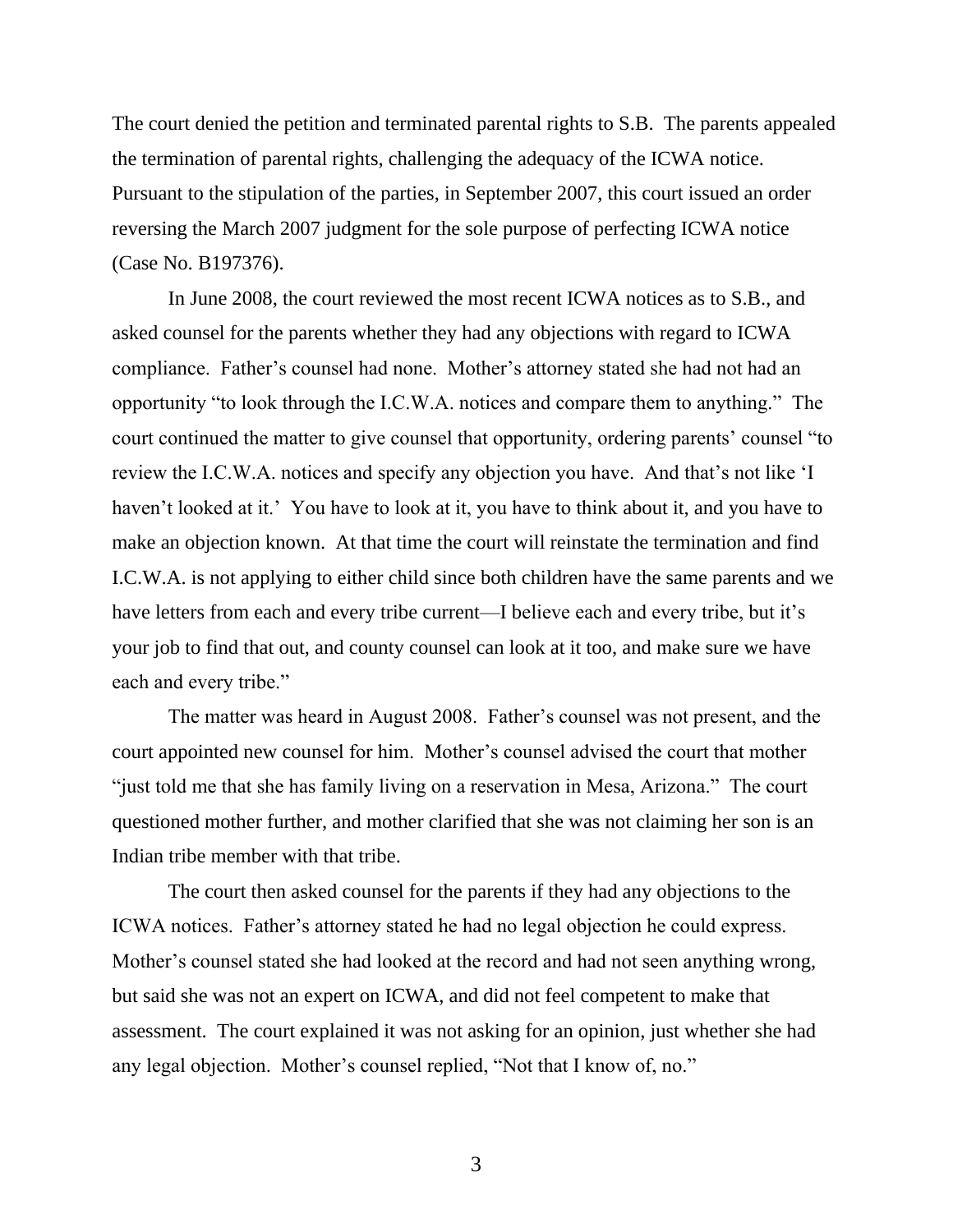The court denied the petition and terminated parental rights to S.B. The parents appealed the termination of parental rights, challenging the adequacy of the ICWA notice. Pursuant to the stipulation of the parties, in September 2007, this court issued an order reversing the March 2007 judgment for the sole purpose of perfecting ICWA notice (Case No. B197376).

In June 2008, the court reviewed the most recent ICWA notices as to S.B., and asked counsel for the parents whether they had any objections with regard to ICWA compliance. Father's counsel had none. Mother's attorney stated she had not had an opportunity "to look through the I.C.W.A. notices and compare them to anything." The court continued the matter to give counsel that opportunity, ordering parents' counsel "to review the I.C.W.A. notices and specify any objection you have. And that's not like 'I haven't looked at it.' You have to look at it, you have to think about it, and you have to make an objection known. At that time the court will reinstate the termination and find I.C.W.A. is not applying to either child since both children have the same parents and we have letters from each and every tribe current—I believe each and every tribe, but it's your job to find that out, and county counsel can look at it too, and make sure we have each and every tribe."

The matter was heard in August 2008. Father's counsel was not present, and the court appointed new counsel for him. Mother's counsel advised the court that mother "just told me that she has family living on a reservation in Mesa, Arizona." The court questioned mother further, and mother clarified that she was not claiming her son is an Indian tribe member with that tribe.

The court then asked counsel for the parents if they had any objections to the ICWA notices. Father's attorney stated he had no legal objection he could express. Mother's counsel stated she had looked at the record and had not seen anything wrong, but said she was not an expert on ICWA, and did not feel competent to make that assessment. The court explained it was not asking for an opinion, just whether she had any legal objection. Mother's counsel replied, "Not that I know of, no."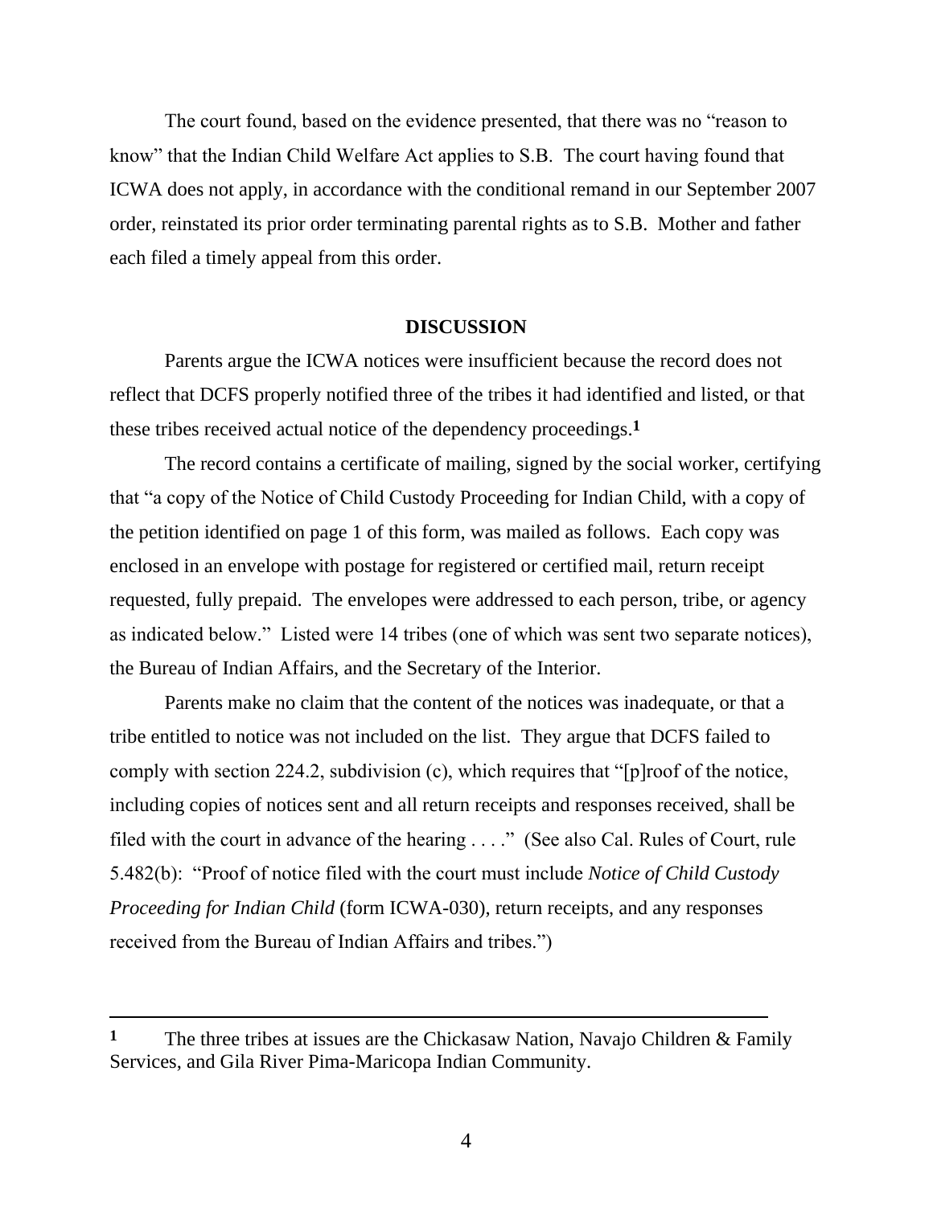The court found, based on the evidence presented, that there was no "reason to know" that the Indian Child Welfare Act applies to S.B. The court having found that ICWA does not apply, in accordance with the conditional remand in our September 2007 order, reinstated its prior order terminating parental rights as to S.B. Mother and father each filed a timely appeal from this order.

**DISCUSSION**

Parents argue the ICWA notices were insufficient because the record does not reflect that DCFS properly notified three of the tribes it had identified and listed, or that these tribes received actual notice of the dependency proceedings.[1]

The record contains a certificate of mailing, signed by the social worker, certifying that "a copy of the Notice of Child Custody Proceeding for Indian Child, with a copy of the petition identified on page 1 of this form, was mailed as follows. Each copy was enclosed in an envelope with postage for registered or certified mail, return receipt requested, fully prepaid. The envelopes were addressed to each person, tribe, or agency as indicated below." Listed were 14 tribes (one of which was sent two separate notices), the Bureau of Indian Affairs, and the Secretary of the Interior.

Parents make no claim that the content of the notices was inadequate, or that a tribe entitled to notice was not included on the list. They argue that DCFS failed to comply with section 224.2, subdivision (c), which requires that "[p]roof of the notice, including copies of notices sent and all return receipts and responses received, shall be filed with the court in advance of the hearing . . . ." (See also Cal. Rules of Court, rule 5.482(b): "Proof of notice filed with the court must include *Notice of Child Custody Proceeding for Indian Child* (form ICWA-030), return receipts, and any responses received from the Bureau of Indian Affairs and tribes.")

---

[1] The three tribes at issues are the Chickasaw Nation, Navajo Children & Family Services, and Gila River Pima-Maricopa Indian Community.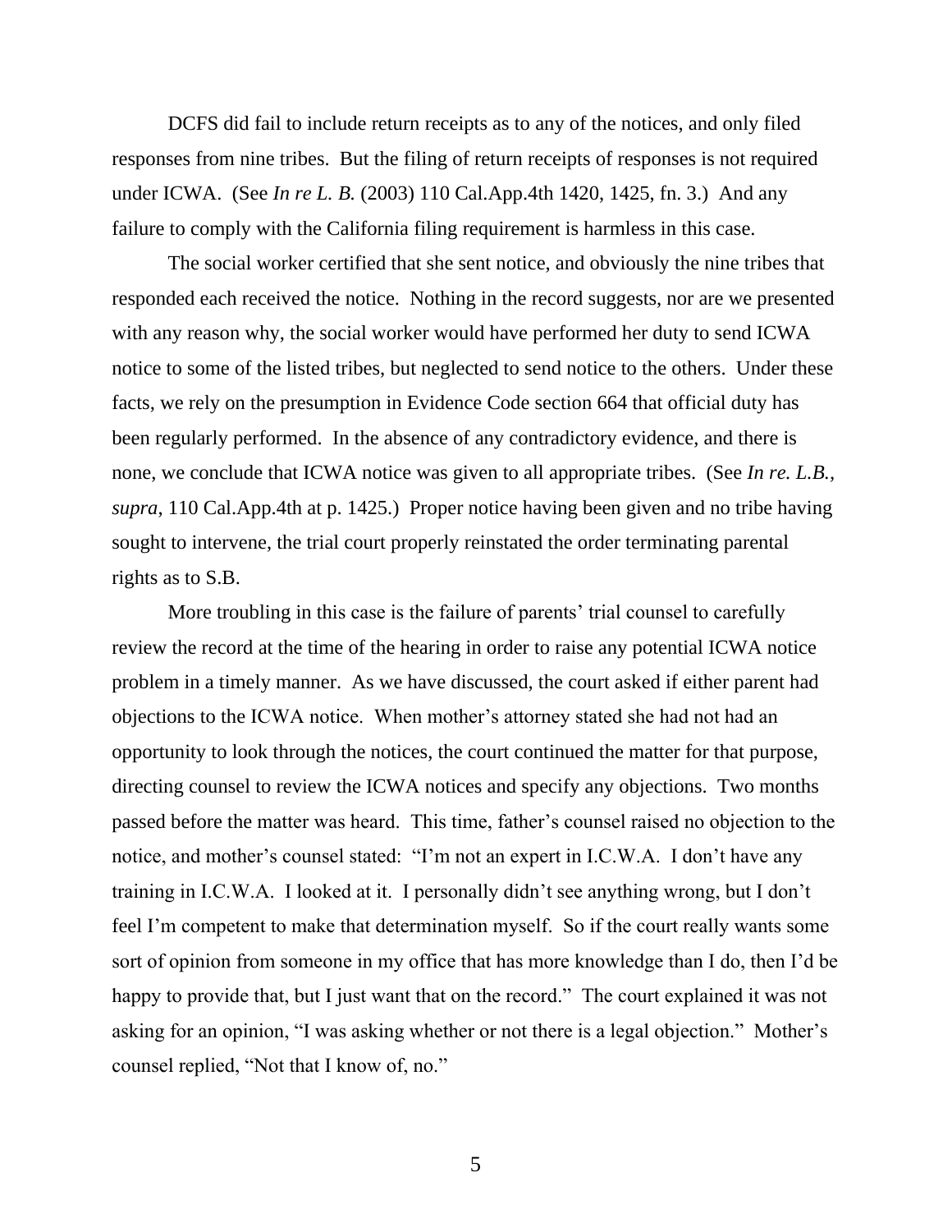DCFS did fail to include return receipts as to any of the notices, and only filed responses from nine tribes. But the filing of return receipts of responses is not required under ICWA. (See *In re L. B.* (2003) 110 Cal.App.4th 1420, 1425, fn. 3.) And any failure to comply with the California filing requirement is harmless in this case.

The social worker certified that she sent notice, and obviously the nine tribes that responded each received the notice. Nothing in the record suggests, nor are we presented with any reason why, the social worker would have performed her duty to send ICWA notice to some of the listed tribes, but neglected to send notice to the others. Under these facts, we rely on the presumption in Evidence Code section 664 that official duty has been regularly performed. In the absence of any contradictory evidence, and there is none, we conclude that ICWA notice was given to all appropriate tribes. (See *In re. L.B., supra*, 110 Cal.App.4th at p. 1425.) Proper notice having been given and no tribe having sought to intervene, the trial court properly reinstated the order terminating parental rights as to S.B.

More troubling in this case is the failure of parents' trial counsel to carefully review the record at the time of the hearing in order to raise any potential ICWA notice problem in a timely manner. As we have discussed, the court asked if either parent had objections to the ICWA notice. When mother's attorney stated she had not had an opportunity to look through the notices, the court continued the matter for that purpose, directing counsel to review the ICWA notices and specify any objections. Two months passed before the matter was heard. This time, father's counsel raised no objection to the notice, and mother's counsel stated: "I'm not an expert in I.C.W.A. I don't have any training in I.C.W.A. I looked at it. I personally didn't see anything wrong, but I don't feel I'm competent to make that determination myself. So if the court really wants some sort of opinion from someone in my office that has more knowledge than I do, then I'd be happy to provide that, but I just want that on the record." The court explained it was not asking for an opinion, "I was asking whether or not there is a legal objection." Mother's counsel replied, "Not that I know of, no."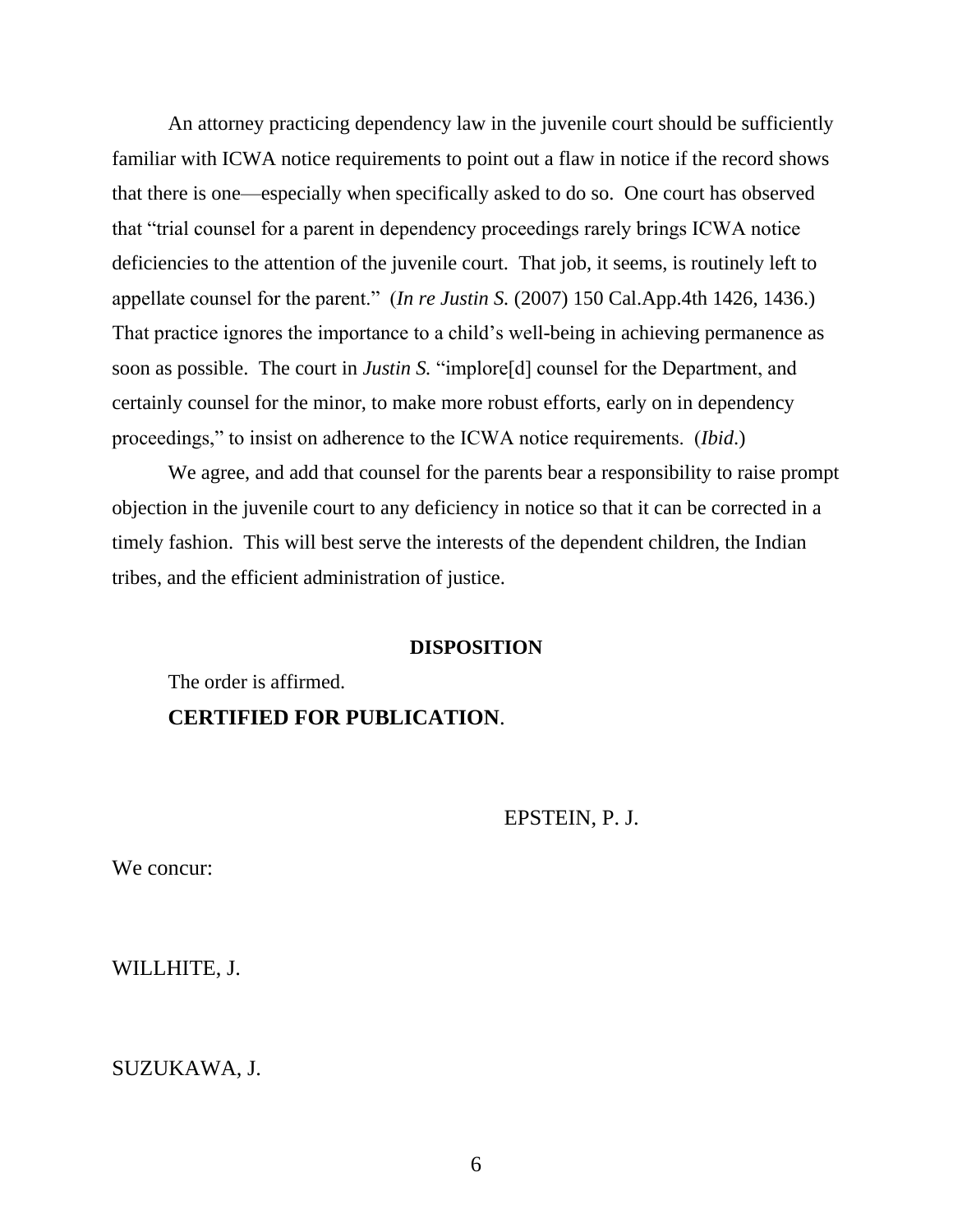An attorney practicing dependency law in the juvenile court should be sufficiently familiar with ICWA notice requirements to point out a flaw in notice if the record shows that there is one—especially when specifically asked to do so. One court has observed that "trial counsel for a parent in dependency proceedings rarely brings ICWA notice deficiencies to the attention of the juvenile court. That job, it seems, is routinely left to appellate counsel for the parent." (*In re Justin S.* (2007) 150 Cal.App.4th 1426, 1436.) That practice ignores the importance to a child's well-being in achieving permanence as soon as possible. The court in *Justin S.* "implore[d] counsel for the Department, and certainly counsel for the minor, to make more robust efforts, early on in dependency proceedings," to insist on adherence to the ICWA notice requirements. (*Ibid*.)

We agree, and add that counsel for the parents bear a responsibility to raise prompt objection in the juvenile court to any deficiency in notice so that it can be corrected in a timely fashion. This will best serve the interests of the dependent children, the Indian tribes, and the efficient administration of justice.

**DISPOSITION**

The order is affirmed.

**CERTIFIED FOR PUBLICATION**.

EPSTEIN, P. J.

We concur:

WILLHITE, J.

SUZUKAWA, J.